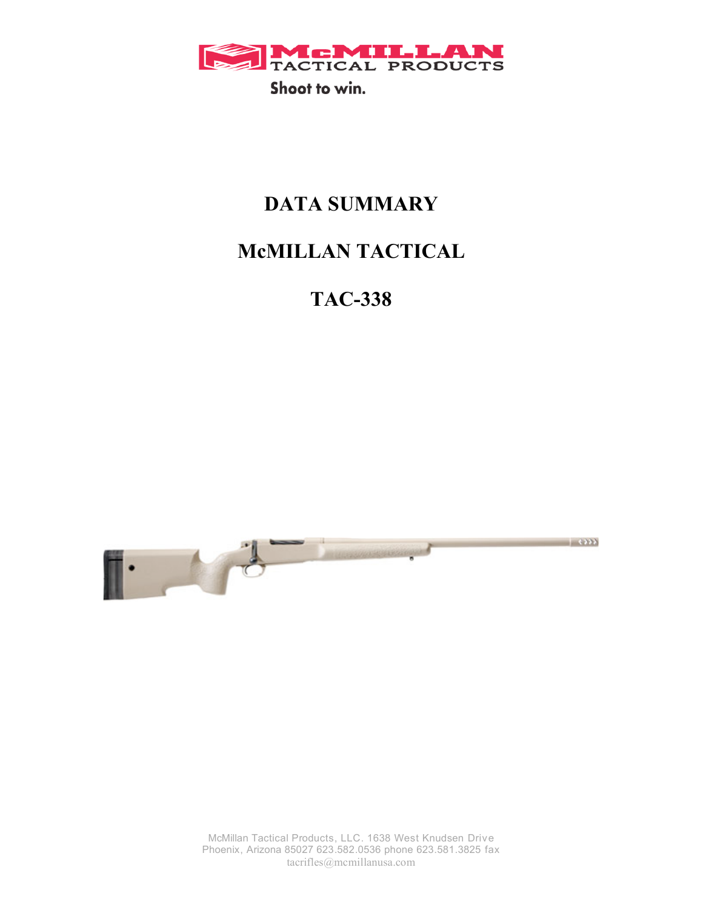McMILLAN TACTICAL PRODUCTS

Shoot to win.

# DATA SUMMARY

# McMILLAN TACTICAL

# TAC-338

McMillan Tactical Products, LLC. 1638 West Knudsen Drive
Phoenix, Arizona 85027 623.582.0536 phone 623.581.3825 fax
tacrifles@mcmillanusa.com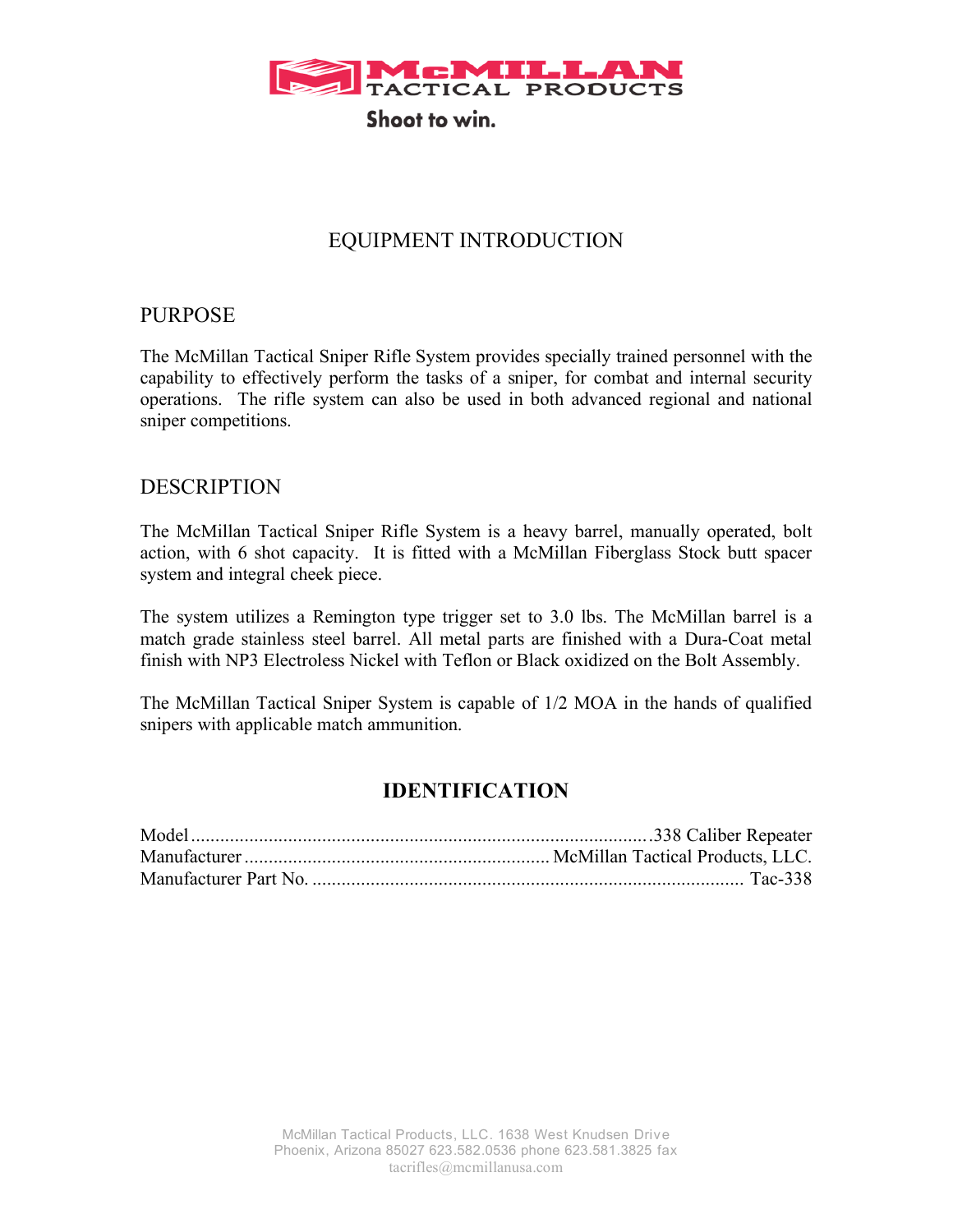McMILLAN TACTICAL PRODUCTS

Shoot to win.

# EQUIPMENT INTRODUCTION

## PURPOSE

The McMillan Tactical Sniper Rifle System provides specially trained personnel with the capability to effectively perform the tasks of a sniper, for combat and internal security operations. The rifle system can also be used in both advanced regional and national sniper competitions.

## DESCRIPTION

The McMillan Tactical Sniper Rifle System is a heavy barrel, manually operated, bolt action, with 6 shot capacity. It is fitted with a McMillan Fiberglass Stock butt spacer system and integral cheek piece.

The system utilizes a Remington type trigger set to 3.0 lbs. The McMillan barrel is a match grade stainless steel barrel. All metal parts are finished with a Dura-Coat metal finish with NP3 Electroless Nickel with Teflon or Black oxidized on the Bolt Assembly.

The McMillan Tactical Sniper System is capable of 1/2 MOA in the hands of qualified snipers with applicable match ammunition.

## IDENTIFICATION

Model ............................................................................................ .338 Caliber Repeater
Manufacturer .............................................................. McMillan Tactical Products, LLC.
Manufacturer Part No. ......................................................................................... Tac-338

McMillan Tactical Products, LLC. 1638 West Knudsen Drive
Phoenix, Arizona 85027 623.582.0536 phone 623.581.3825 fax
tacrifles@mcmillanusa.com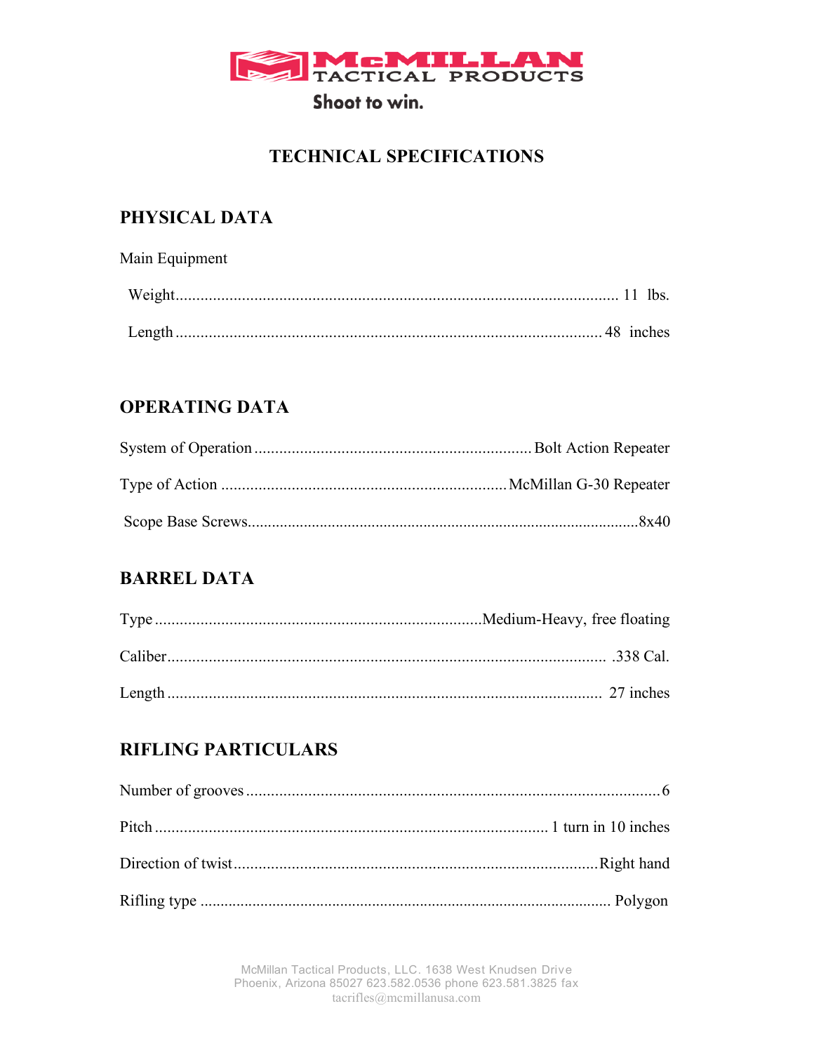# TECHNICAL SPECIFICATIONS

## PHYSICAL DATA

Main Equipment

| | |
|---|---|
| Weight | 11 lbs. |
| Length | 48 inches |

## OPERATING DATA

| | |
|---|---|
| System of Operation | Bolt Action Repeater |
| Type of Action | McMillan G-30 Repeater |
| Scope Base Screws | 8x40 |

## BARREL DATA

| | |
|---|---|
| Type | Medium-Heavy, free floating |
| Caliber | .338 Cal. |
| Length | 27 inches |

## RIFLING PARTICULARS

| | |
|---|---|
| Number of grooves | 6 |
| Pitch | 1 turn in 10 inches |
| Direction of twist | Right hand |
| Rifling type | Polygon |

McMillan Tactical Products, LLC. 1638 West Knudsen Drive
Phoenix, Arizona 85027 623.582.0536 phone 623.581.3825 fax
tacrifles@mcmillanusa.com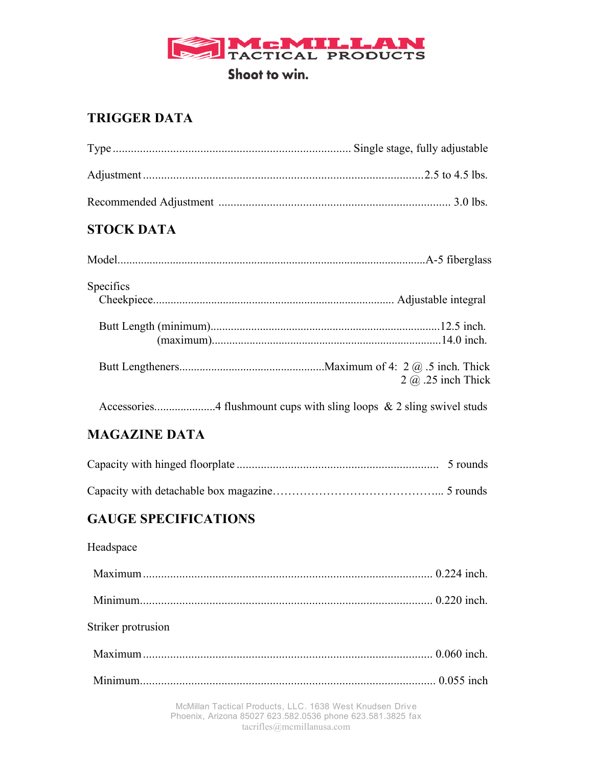**McMILLAN TACTICAL PRODUCTS**

**Shoot to win.**

## TRIGGER DATA

Type .............................................................................. Single stage, fully adjustable

Adjustment ............................................................................................2.5 to 4.5 lbs.

Recommended Adjustment ............................................................................ 3.0 lbs.

## STOCK DATA

Model.......................................................................................................A-5 fiberglass

Specifics
Cheekpiece................................................................................ Adjustable integral

Butt Length (minimum)..............................................................................12.5 inch.
(maximum)..............................................................................14.0 inch.

Butt Lengtheners.................................................Maximum of 4: 2 @ .5 inch. Thick
2 @ .25 inch Thick

Accessories....................4 flushmount cups with sling loops & 2 sling swivel studs

## MAGAZINE DATA

Capacity with hinged floorplate .................................................................. 5 rounds

Capacity with detachable box magazine…………………………………... 5 rounds

## GAUGE SPECIFICATIONS

Headspace

Maximum ............................................................................................... 0.224 inch.

Minimum................................................................................................ 0.220 inch.

Striker protrusion

Maximum ............................................................................................... 0.060 inch.

Minimum................................................................................................. 0.055 inch

McMillan Tactical Products, LLC. 1638 West Knudsen Drive
Phoenix, Arizona 85027 623.582.0536 phone 623.581.3825 fax
tacrifles@mcmillanusa.com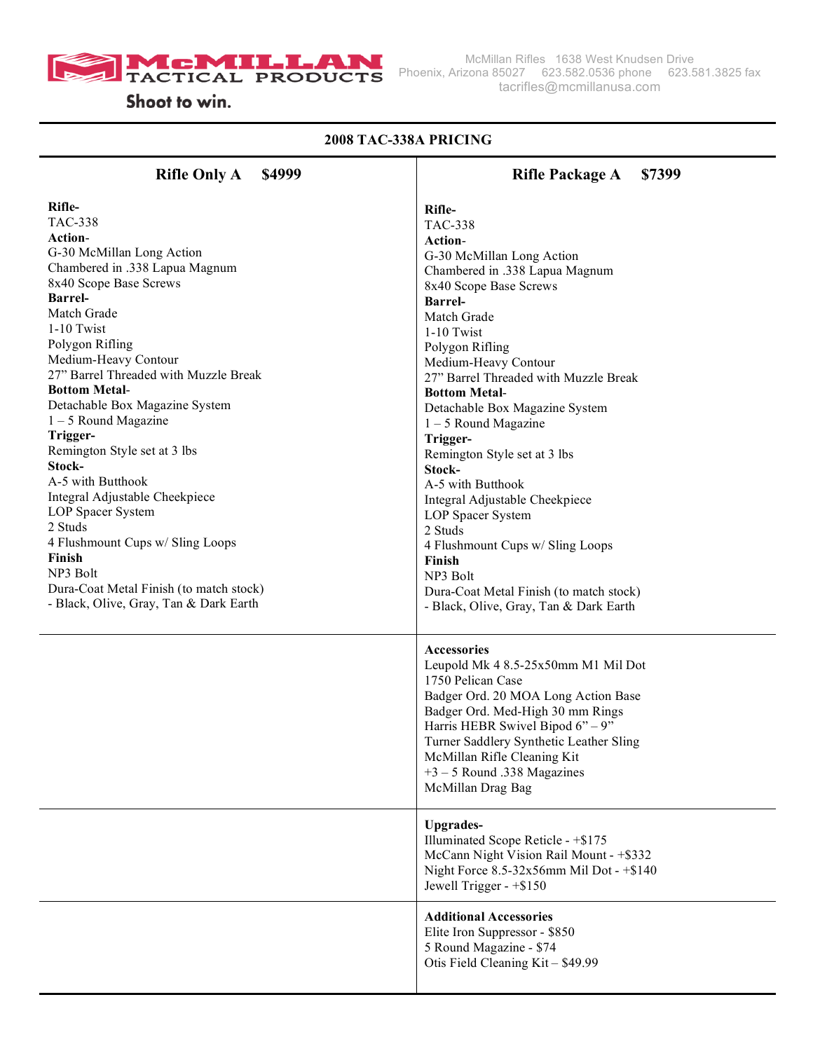McMILLAN TACTICAL PRODUCTS

Shoot to win.

McMillan Rifles 1638 West Knudsen Drive
Phoenix, Arizona 85027 623.582.0536 phone 623.581.3825 fax
tacrifles@mcmillanusa.com

## 2008 TAC-338A PRICING

| Rifle Only A $4999 | Rifle Package A $7399 |
|---|---|
| **Rifle-**<br>TAC-338<br>**Action-**<br>G-30 McMillan Long Action<br>Chambered in .338 Lapua Magnum<br>8x40 Scope Base Screws<br>**Barrel-**<br>Match Grade<br>1-10 Twist<br>Polygon Rifling<br>Medium-Heavy Contour<br>27" Barrel Threaded with Muzzle Break<br>**Bottom Metal-**<br>Detachable Box Magazine System<br>1 – 5 Round Magazine<br>**Trigger-**<br>Remington Style set at 3 lbs<br>**Stock-**<br>A-5 with Butthook<br>Integral Adjustable Cheekpiece<br>LOP Spacer System<br>2 Studs<br>4 Flushmount Cups w/ Sling Loops<br>**Finish**<br>NP3 Bolt<br>Dura-Coat Metal Finish (to match stock)<br>- Black, Olive, Gray, Tan & Dark Earth | **Rifle-**<br>TAC-338<br>**Action-**<br>G-30 McMillan Long Action<br>Chambered in .338 Lapua Magnum<br>8x40 Scope Base Screws<br>**Barrel-**<br>Match Grade<br>1-10 Twist<br>Polygon Rifling<br>Medium-Heavy Contour<br>27" Barrel Threaded with Muzzle Break<br>**Bottom Metal-**<br>Detachable Box Magazine System<br>1 – 5 Round Magazine<br>**Trigger-**<br>Remington Style set at 3 lbs<br>**Stock-**<br>A-5 with Butthook<br>Integral Adjustable Cheekpiece<br>LOP Spacer System<br>2 Studs<br>4 Flushmount Cups w/ Sling Loops<br>**Finish**<br>NP3 Bolt<br>Dura-Coat Metal Finish (to match stock)<br>- Black, Olive, Gray, Tan & Dark Earth |
| | **Accessories**<br>Leupold Mk 4 8.5-25x50mm M1 Mil Dot<br>1750 Pelican Case<br>Badger Ord. 20 MOA Long Action Base<br>Badger Ord. Med-High 30 mm Rings<br>Harris HEBR Swivel Bipod 6" – 9"<br>Turner Saddlery Synthetic Leather Sling<br>McMillan Rifle Cleaning Kit<br>+3 – 5 Round .338 Magazines<br>McMillan Drag Bag |
| | **Upgrades-**<br>Illuminated Scope Reticle - +$175<br>McCann Night Vision Rail Mount - +$332<br>Night Force 8.5-32x56mm Mil Dot - +$140<br>Jewell Trigger - +$150 |
| | **Additional Accessories**<br>Elite Iron Suppressor - $850<br>5 Round Magazine - $74<br>Otis Field Cleaning Kit – $49.99 |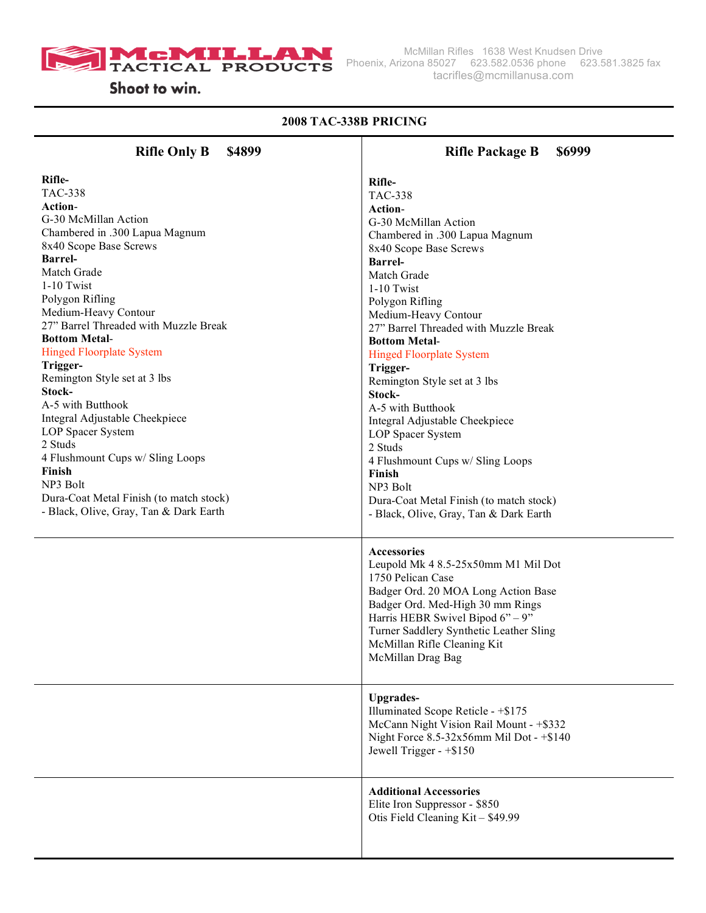McMillan Rifles 1638 West Knudsen Drive
Phoenix, Arizona 85027 623.582.0536 phone 623.581.3825 fax
tacrifles@mcmillanusa.com

**McMILLAN TACTICAL PRODUCTS**

**Shoot to win.**

## 2008 TAC-338B PRICING

| **Rifle Only B $4899** | **Rifle Package B $6999** |
|---|---|
| **Rifle-**<br>TAC-338<br>**Action-**<br>G-30 McMillan Action<br>Chambered in .300 Lapua Magnum<br>8x40 Scope Base Screws<br>**Barrel-**<br>Match Grade<br>1-10 Twist<br>Polygon Rifling<br>Medium-Heavy Contour<br>27" Barrel Threaded with Muzzle Break<br>**Bottom Metal-**<br>Hinged Floorplate System<br>**Trigger-**<br>Remington Style set at 3 lbs<br>**Stock-**<br>A-5 with Butthook<br>Integral Adjustable Cheekpiece<br>LOP Spacer System<br>2 Studs<br>4 Flushmount Cups w/ Sling Loops<br>**Finish**<br>NP3 Bolt<br>Dura-Coat Metal Finish (to match stock)<br>- Black, Olive, Gray, Tan & Dark Earth | **Rifle-**<br>TAC-338<br>**Action-**<br>G-30 McMillan Action<br>Chambered in .300 Lapua Magnum<br>8x40 Scope Base Screws<br>**Barrel-**<br>Match Grade<br>1-10 Twist<br>Polygon Rifling<br>Medium-Heavy Contour<br>27" Barrel Threaded with Muzzle Break<br>**Bottom Metal-**<br>Hinged Floorplate System<br>**Trigger-**<br>Remington Style set at 3 lbs<br>**Stock-**<br>A-5 with Butthook<br>Integral Adjustable Cheekpiece<br>LOP Spacer System<br>2 Studs<br>4 Flushmount Cups w/ Sling Loops<br>**Finish**<br>NP3 Bolt<br>Dura-Coat Metal Finish (to match stock)<br>- Black, Olive, Gray, Tan & Dark Earth |
| | **Accessories**<br>Leupold Mk 4 8.5-25x50mm M1 Mil Dot<br>1750 Pelican Case<br>Badger Ord. 20 MOA Long Action Base<br>Badger Ord. Med-High 30 mm Rings<br>Harris HEBR Swivel Bipod 6" – 9"<br>Turner Saddlery Synthetic Leather Sling<br>McMillan Rifle Cleaning Kit<br>McMillan Drag Bag |
| | **Upgrades-**<br>Illuminated Scope Reticle - +$175<br>McCann Night Vision Rail Mount - +$332<br>Night Force 8.5-32x56mm Mil Dot - +$140<br>Jewell Trigger - +$150 |
| | **Additional Accessories**<br>Elite Iron Suppressor - $850<br>Otis Field Cleaning Kit – $49.99 |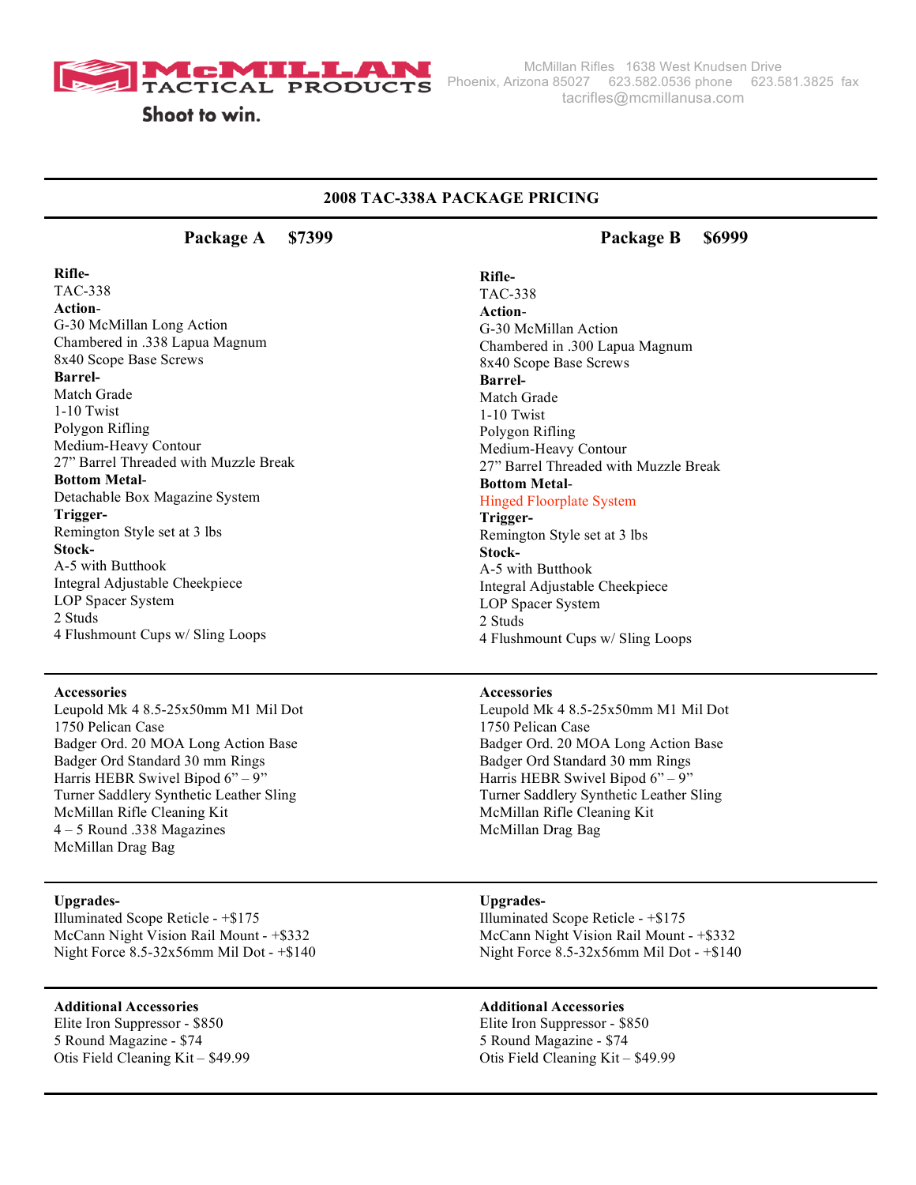McMILLAN TACTICAL PRODUCTS

Shoot to win.

McMillan Rifles 1638 West Knudsen Drive
Phoenix, Arizona 85027 623.582.0536 phone 623.581.3825 fax
tacrifles@mcmillanusa.com

## 2008 TAC-338A PACKAGE PRICING

### Package A $7399

**Rifle-**
TAC-338
**Action-**
G-30 McMillan Long Action
Chambered in .338 Lapua Magnum
8x40 Scope Base Screws
**Barrel-**
Match Grade
1-10 Twist
Polygon Rifling
Medium-Heavy Contour
27” Barrel Threaded with Muzzle Break
**Bottom Metal-**
Detachable Box Magazine System
**Trigger-**
Remington Style set at 3 lbs
**Stock-**
A-5 with Butthook
Integral Adjustable Cheekpiece
LOP Spacer System
2 Studs
4 Flushmount Cups w/ Sling Loops

**Accessories**
Leupold Mk 4 8.5-25x50mm M1 Mil Dot
1750 Pelican Case
Badger Ord. 20 MOA Long Action Base
Badger Ord Standard 30 mm Rings
Harris HEBR Swivel Bipod 6” – 9”
Turner Saddlery Synthetic Leather Sling
McMillan Rifle Cleaning Kit
4 – 5 Round .338 Magazines
McMillan Drag Bag

**Upgrades-**
Illuminated Scope Reticle - +$175
McCann Night Vision Rail Mount - +$332
Night Force 8.5-32x56mm Mil Dot - +$140

**Additional Accessories**
Elite Iron Suppressor - $850
5 Round Magazine - $74
Otis Field Cleaning Kit – $49.99

### Package B $6999

**Rifle-**
TAC-338
**Action-**
G-30 McMillan Action
Chambered in .300 Lapua Magnum
8x40 Scope Base Screws
**Barrel-**
Match Grade
1-10 Twist
Polygon Rifling
Medium-Heavy Contour
27” Barrel Threaded with Muzzle Break
**Bottom Metal-**
Hinged Floorplate System
**Trigger-**
Remington Style set at 3 lbs
**Stock-**
A-5 with Butthook
Integral Adjustable Cheekpiece
LOP Spacer System
2 Studs
4 Flushmount Cups w/ Sling Loops

**Accessories**
Leupold Mk 4 8.5-25x50mm M1 Mil Dot
1750 Pelican Case
Badger Ord. 20 MOA Long Action Base
Badger Ord Standard 30 mm Rings
Harris HEBR Swivel Bipod 6” – 9”
Turner Saddlery Synthetic Leather Sling
McMillan Rifle Cleaning Kit
McMillan Drag Bag

**Upgrades-**
Illuminated Scope Reticle - +$175
McCann Night Vision Rail Mount - +$332
Night Force 8.5-32x56mm Mil Dot - +$140

**Additional Accessories**
Elite Iron Suppressor - $850
5 Round Magazine - $74
Otis Field Cleaning Kit – $49.99